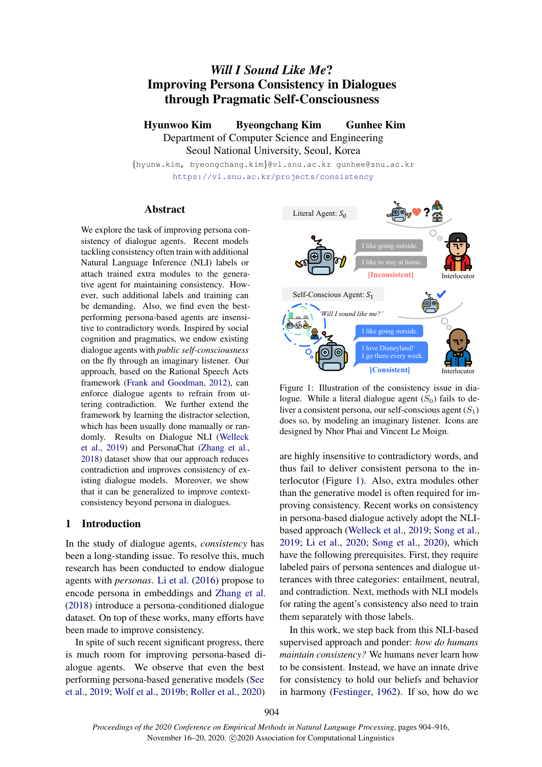# *Will I Sound Like Me?* Improving Persona Consistency in Dialogues through Pragmatic Self-Consciousness

**Hyunwoo Kim   Byeongchang Kim   Gunhee Kim**

Department of Computer Science and Engineering
Seoul National University, Seoul, Korea

{hyunw.kim, byeongchang.kim}@vl.snu.ac.kr gunhee@snu.ac.kr

https://vl.snu.ac.kr/projects/consistency

## Abstract

We explore the task of improving persona consistency of dialogue agents. Recent models tackling consistency often train with additional Natural Language Inference (NLI) labels or attach trained extra modules to the generative agent for maintaining consistency. However, such additional labels and training can be demanding. Also, we find even the best-performing persona-based agents are insensitive to contradictory words. Inspired by social cognition and pragmatics, we endow existing dialogue agents with *public self-consciousness* on the fly through an imaginary listener. Our approach, based on the Rational Speech Acts framework (Frank and Goodman, 2012), can enforce dialogue agents to refrain from uttering contradiction. We further extend the framework by learning the distractor selection, which has been usually done manually or randomly. Results on Dialogue NLI (Welleck et al., 2019) and PersonaChat (Zhang et al., 2018) dataset show that our approach reduces contradiction and improves consistency of existing dialogue models. Moreover, we show that it can be generalized to improve context-consistency beyond persona in dialogues.

## 1 Introduction

In the study of dialogue agents, *consistency* has been a long-standing issue. To resolve this, much research has been conducted to endow dialogue agents with *personas*. Li et al. (2016) propose to encode persona in embeddings and Zhang et al. (2018) introduce a persona-conditioned dialogue dataset. On top of these works, many efforts have been made to improve consistency.

In spite of such recent significant progress, there is much room for improving persona-based dialogue agents. We observe that even the best performing persona-based generative models (See et al., 2019; Wolf et al., 2019b; Roller et al., 2020) are highly insensitive to contradictory words, and thus fail to deliver consistent persona to the interlocutor (Figure 1). Also, extra modules other than the generative model is often required for improving consistency. Recent works on consistency in persona-based dialogue actively adopt the NLI-based approach (Welleck et al., 2019; Song et al., 2019; Li et al., 2020; Song et al., 2020), which have the following prerequisites. First, they require labeled pairs of persona sentences and dialogue utterances with three categories: entailment, neutral, and contradiction. Next, methods with NLI models for rating the agent's consistency also need to train them separately with those labels.

Figure 1: Illustration of the consistency issue in dialogue. While a literal dialogue agent ($S_0$) fails to deliver a consistent persona, our self-conscious agent ($S_1$) does so, by modeling an imaginary listener. Icons are designed by Nhor Phai and Vincent Le Moign.

In this work, we step back from this NLI-based supervised approach and ponder: *how do humans maintain consistency?* We humans never learn how to be consistent. Instead, we have an innate drive for consistency to hold our beliefs and behavior in harmony (Festinger, 1962). If so, how do we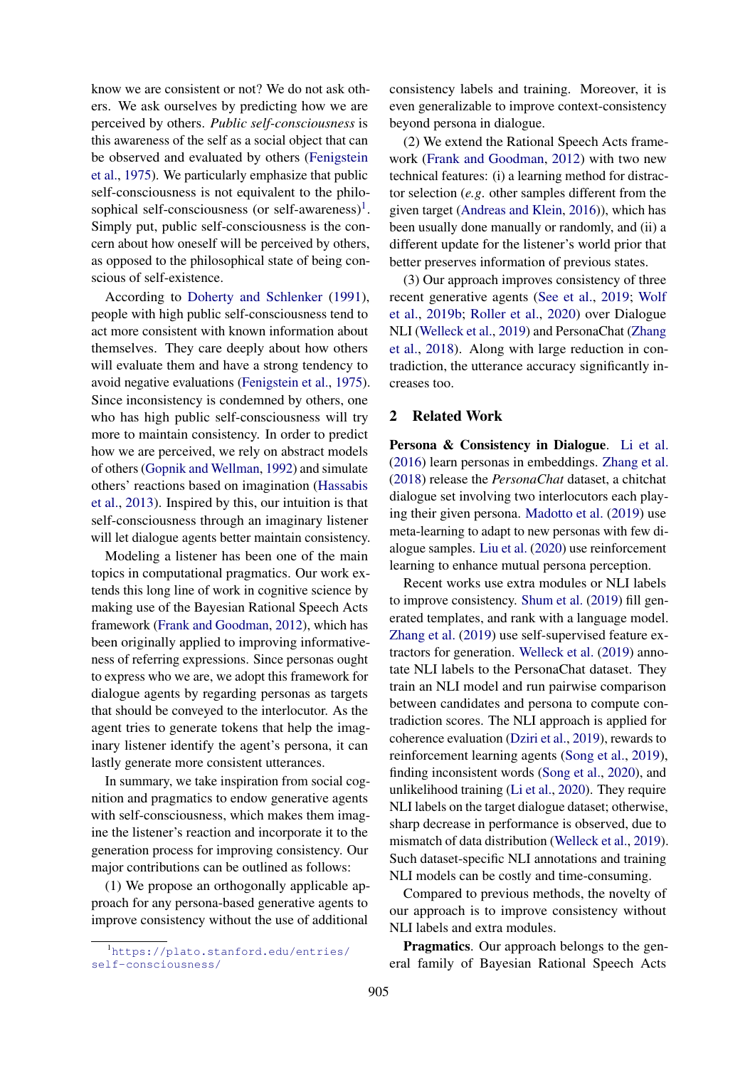know we are consistent or not? We do not ask others. We ask ourselves by predicting how we are perceived by others. *Public self-consciousness* is this awareness of the self as a social object that can be observed and evaluated by others (Fenigstein et al., 1975). We particularly emphasize that public self-consciousness is not equivalent to the philosophical self-consciousness (or self-awareness)[1]. Simply put, public self-consciousness is the concern about how oneself will be perceived by others, as opposed to the philosophical state of being conscious of self-existence.

According to Doherty and Schlenker (1991), people with high public self-consciousness tend to act more consistent with known information about themselves. They care deeply about how others will evaluate them and have a strong tendency to avoid negative evaluations (Fenigstein et al., 1975). Since inconsistency is condemned by others, one who has high public self-consciousness will try more to maintain consistency. In order to predict how we are perceived, we rely on abstract models of others (Gopnik and Wellman, 1992) and simulate others' reactions based on imagination (Hassabis et al., 2013). Inspired by this, our intuition is that self-consciousness through an imaginary listener will let dialogue agents better maintain consistency.

Modeling a listener has been one of the main topics in computational pragmatics. Our work extends this long line of work in cognitive science by making use of the Bayesian Rational Speech Acts framework (Frank and Goodman, 2012), which has been originally applied to improving informativeness of referring expressions. Since personas ought to express who we are, we adopt this framework for dialogue agents by regarding personas as targets that should be conveyed to the interlocutor. As the agent tries to generate tokens that help the imaginary listener identify the agent's persona, it can lastly generate more consistent utterances.

In summary, we take inspiration from social cognition and pragmatics to endow generative agents with self-consciousness, which makes them imagine the listener's reaction and incorporate it to the generation process for improving consistency. Our major contributions can be outlined as follows:

(1) We propose an orthogonally applicable approach for any persona-based generative agents to improve consistency without the use of additional consistency labels and training. Moreover, it is even generalizable to improve context-consistency beyond persona in dialogue.

(2) We extend the Rational Speech Acts framework (Frank and Goodman, 2012) with two new technical features: (i) a learning method for distractor selection (*e.g.* other samples different from the given target (Andreas and Klein, 2016)), which has been usually done manually or randomly, and (ii) a different update for the listener's world prior that better preserves information of previous states.

(3) Our approach improves consistency of three recent generative agents (See et al., 2019; Wolf et al., 2019b; Roller et al., 2020) over Dialogue NLI (Welleck et al., 2019) and PersonaChat (Zhang et al., 2018). Along with large reduction in contradiction, the utterance accuracy significantly increases too.

## 2 Related Work

**Persona & Consistency in Dialogue**. Li et al. (2016) learn personas in embeddings. Zhang et al. (2018) release the *PersonaChat* dataset, a chitchat dialogue set involving two interlocutors each playing their given persona. Madotto et al. (2019) use meta-learning to adapt to new personas with few dialogue samples. Liu et al. (2020) use reinforcement learning to enhance mutual persona perception.

Recent works use extra modules or NLI labels to improve consistency. Shum et al. (2019) fill generated templates, and rank with a language model. Zhang et al. (2019) use self-supervised feature extractors for generation. Welleck et al. (2019) annotate NLI labels to the PersonaChat dataset. They train an NLI model and run pairwise comparison between candidates and persona to compute contradiction scores. The NLI approach is applied for coherence evaluation (Dziri et al., 2019), rewards to reinforcement learning agents (Song et al., 2019), finding inconsistent words (Song et al., 2020), and unlikelihood training (Li et al., 2020). They require NLI labels on the target dialogue dataset; otherwise, sharp decrease in performance is observed, due to mismatch of data distribution (Welleck et al., 2019). Such dataset-specific NLI annotations and training NLI models can be costly and time-consuming.

Compared to previous methods, the novelty of our approach is to improve consistency without NLI labels and extra modules.

**Pragmatics**. Our approach belongs to the general family of Bayesian Rational Speech Acts

[1] https://plato.stanford.edu/entries/self-consciousness/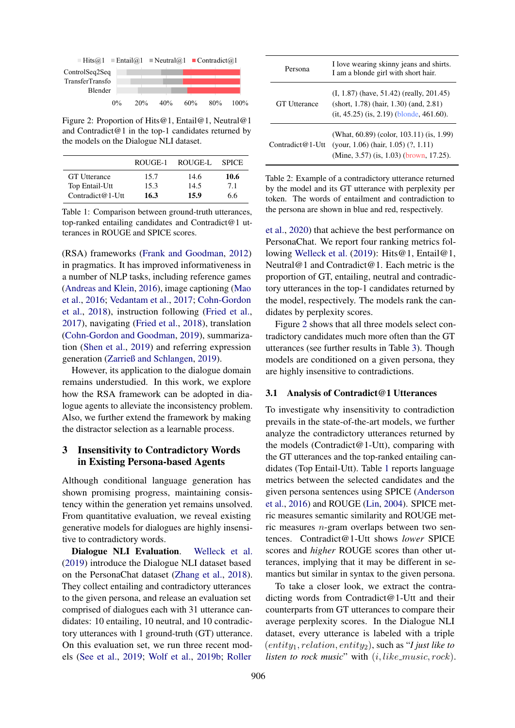Figure 2: Proportion of Hits@1, Entail@1, Neutral@1 and Contradict@1 in the top-1 candidates returned by the models on the Dialogue NLI dataset.

| | ROUGE-1 | ROUGE-L | SPICE |
|---|---|---|---|
| GT Utterance | 15.7 | 14.6 | **10.6** |
| Top Entail-Utt | 15.3 | 14.5 | 7.1 |
| Contradict@1-Utt | **16.3** | **15.9** | 6.6 |

Table 1: Comparison between ground-truth utterances, top-ranked entailing candidates and Contradict@1 utterances in ROUGE and SPICE scores.

(RSA) frameworks (Frank and Goodman, 2012) in pragmatics. It has improved informativeness in a number of NLP tasks, including reference games (Andreas and Klein, 2016), image captioning (Mao et al., 2016; Vedantam et al., 2017; Cohn-Gordon et al., 2018), instruction following (Fried et al., 2017), navigating (Fried et al., 2018), translation (Cohn-Gordon and Goodman, 2019), summarization (Shen et al., 2019) and referring expression generation (Zarrieß and Schlangen, 2019).

However, its application to the dialogue domain remains understudied. In this work, we explore how the RSA framework can be adopted in dialogue agents to alleviate the inconsistency problem. Also, we further extend the framework by making the distractor selection as a learnable process.

## 3 Insensitivity to Contradictory Words in Existing Persona-based Agents

Although conditional language generation has shown promising progress, maintaining consistency within the generation yet remains unsolved. From quantitative evaluation, we reveal existing generative models for dialogues are highly insensitive to contradictory words.

**Dialogue NLI Evaluation.** Welleck et al. (2019) introduce the Dialogue NLI dataset based on the PersonaChat dataset (Zhang et al., 2018). They collect entailing and contradictory utterances to the given persona, and release an evaluation set comprised of dialogues each with 31 utterance candidates: 10 entailing, 10 neutral, and 10 contradictory utterances with 1 ground-truth (GT) utterance. On this evaluation set, we run three recent models (See et al., 2019; Wolf et al., 2019b; Roller et al., 2020) that achieve the best performance on PersonaChat. We report four ranking metrics following Welleck et al. (2019): Hits@1, Entail@1, Neutral@1 and Contradict@1. Each metric is the proportion of GT, entailing, neutral and contradictory utterances in the top-1 candidates returned by the model, respectively. The models rank the candidates by perplexity scores.

| | |
|---|---|
| Persona | I love wearing skinny jeans and shirts. I am a blonde girl with short hair. |
| GT Utterance | (I, 1.87) (have, 51.42) (really, 201.45) (short, 1.78) (hair, 1.30) (and, 2.81) (it, 45.25) (is, 2.19) (blonde, 461.60). |
| Contradict@1-Utt | (What, 60.89) (color, 103.11) (is, 1.99) (your, 1.06) (hair, 1.05) (?, 1.11) (Mine, 3.57) (is, 1.03) (brown, 17.25). |

Table 2: Example of a contradictory utterance returned by the model and its GT utterance with perplexity per token. The words of entailment and contradiction to the persona are shown in blue and red, respectively.

Figure 2 shows that all three models select contradictory candidates much more often than the GT utterances (see further results in Table 3). Though models are conditioned on a given persona, they are highly insensitive to contradictions.

### 3.1 Analysis of Contradict@1 Utterances

To investigate why insensitivity to contradiction prevails in the state-of-the-art models, we further analyze the contradictory utterances returned by the models (Contradict@1-Utt), comparing with the GT utterances and the top-ranked entailing candidates (Top Entail-Utt). Table 1 reports language metrics between the selected candidates and the given persona sentences using SPICE (Anderson et al., 2016) and ROUGE (Lin, 2004). SPICE metric measures semantic similarity and ROUGE metric measures $n$-gram overlaps between two sentences. Contradict@1-Utt shows *lower* SPICE scores and *higher* ROUGE scores than other utterances, implying that it may be different in semantics but similar in syntax to the given persona.

To take a closer look, we extract the contradicting words from Contradict@1-Utt and their counterparts from GT utterances to compare their average perplexity scores. In the Dialogue NLI dataset, every utterance is labeled with a triple $(entity_1, relation, entity_2)$, such as "*I just like to listen to rock music*" with $(i, like\_music, rock)$.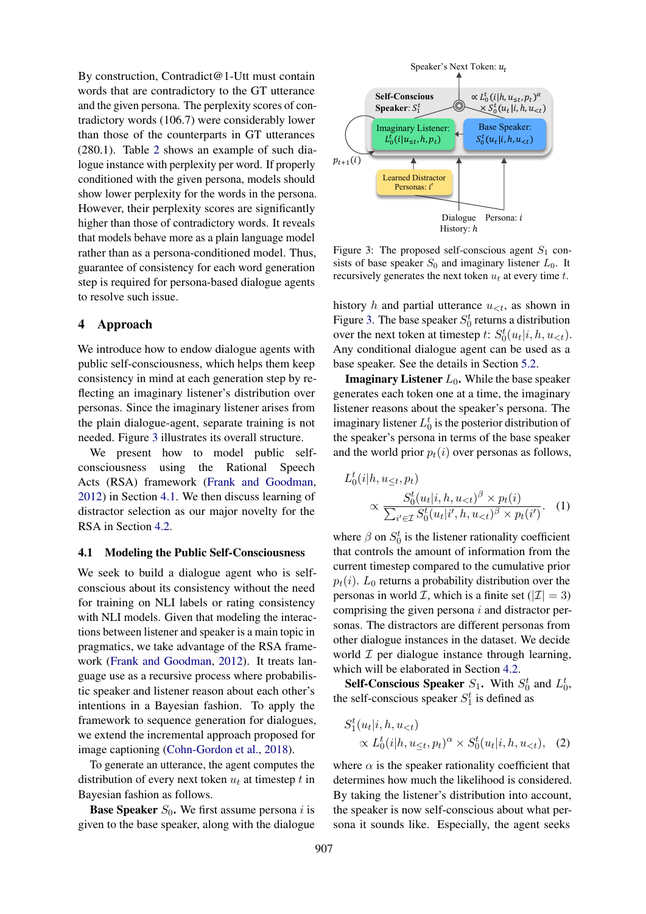By construction, Contradict@1-Utt must contain words that are contradictory to the GT utterance and the given persona. The perplexity scores of contradictory words (106.7) were considerably lower than those of the counterparts in GT utterances (280.1). Table 2 shows an example of such dialogue instance with perplexity per word. If properly conditioned with the given persona, models should show lower perplexity for the words in the persona. However, their perplexity scores are significantly higher than those of contradictory words. It reveals that models behave more as a plain language model rather than as a persona-conditioned model. Thus, guarantee of consistency for each word generation step is required for persona-based dialogue agents to resolve such issue.

## 4 Approach

We introduce how to endow dialogue agents with public self-consciousness, which helps them keep consistency in mind at each generation step by reflecting an imaginary listener's distribution over personas. Since the imaginary listener arises from the plain dialogue-agent, separate training is not needed. Figure 3 illustrates its overall structure.

We present how to model public self-consciousness using the Rational Speech Acts (RSA) framework (Frank and Goodman, 2012) in Section 4.1. We then discuss learning of distractor selection as our major novelty for the RSA in Section 4.2.

### 4.1 Modeling the Public Self-Consciousness

We seek to build a dialogue agent who is self-conscious about its consistency without the need for training on NLI labels or rating consistency with NLI models. Given that modeling the interactions between listener and speaker is a main topic in pragmatics, we take advantage of the RSA framework (Frank and Goodman, 2012). It treats language use as a recursive process where probabilistic speaker and listener reason about each other's intentions in a Bayesian fashion. To apply the framework to sequence generation for dialogues, we extend the incremental approach proposed for image captioning (Cohn-Gordon et al., 2018).

To generate an utterance, the agent computes the distribution of every next token $u_t$ at timestep $t$ in Bayesian fashion as follows.

**Base Speaker $S_0$.** We first assume persona $i$ is given to the base speaker, along with the dialogue history $h$ and partial utterance $u_{<t}$, as shown in Figure 3. The base speaker $S_0^t$ returns a distribution over the next token at timestep $t$: $S_0^t(u_t|i, h, u_{<t})$. Any conditional dialogue agent can be used as a base speaker. See the details in Section 5.2.

Figure 3: The proposed self-conscious agent $S_1$ consists of base speaker $S_0$ and imaginary listener $L_0$. It recursively generates the next token $u_t$ at every time $t$.

**Imaginary Listener $L_0$.** While the base speaker generates each token one at a time, the imaginary listener reasons about the speaker's persona. The imaginary listener $L_0^t$ is the posterior distribution of the speaker's persona in terms of the base speaker and the world prior $p_t(i)$ over personas as follows,

$$L_0^t(i|h, u_{\leq t}, p_t) \propto \frac{S_0^t(u_t|i, h, u_{<t})^\beta \times p_t(i)}{\sum_{i' \in \mathcal{I}} S_0^t(u_t|i', h, u_{<t})^\beta \times p_t(i')}. \quad (1)$$

where $\beta$ on $S_0^t$ is the listener rationality coefficient that controls the amount of information from the current timestep compared to the cumulative prior $p_t(i)$. $L_0$ returns a probability distribution over the personas in world $\mathcal{I}$, which is a finite set ($|\mathcal{I}| = 3$) comprising the given persona $i$ and distractor personas. The distractors are different personas from other dialogue instances in the dataset. We decide world $\mathcal{I}$ per dialogue instance through learning, which will be elaborated in Section 4.2.

**Self-Conscious Speaker $S_1$.** With $S_0^t$ and $L_0^t$, the self-conscious speaker $S_1^t$ is defined as

$$S_1^t(u_t|i, h, u_{<t}) \propto L_0^t(i|h, u_{\leq t}, p_t)^\alpha \times S_0^t(u_t|i, h, u_{<t}), \quad (2)$$

where $\alpha$ is the speaker rationality coefficient that determines how much the likelihood is considered. By taking the listener's distribution into account, the speaker is now self-conscious about what persona it sounds like. Especially, the agent seeks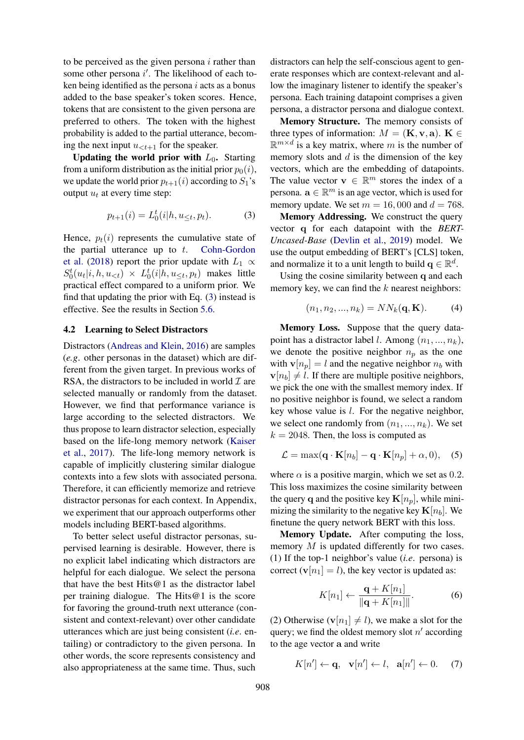to be perceived as the given persona $i$ rather than some other persona $i'$. The likelihood of each token being identified as the persona $i$ acts as a bonus added to the base speaker's token scores. Hence, tokens that are consistent to the given persona are preferred to others. The token with the highest probability is added to the partial utterance, becoming the next input $u_{<t+1}$ for the speaker.

**Updating the world prior with $L_0$.** Starting from a uniform distribution as the initial prior $p_0(i)$, we update the world prior $p_{t+1}(i)$ according to $S_1$'s output $u_t$ at every time step:

$$p_{t+1}(i) = L_0^t(i|h, u_{\leq t}, p_t). \tag{3}$$

Hence, $p_t(i)$ represents the cumulative state of the partial utterance up to $t$. Cohn-Gordon et al. (2018) report the prior update with $L_1 \propto S_0^t(u_t|i, h, u_{<t}) \times L_0^t(i|h, u_{\leq t}, p_t)$ makes little practical effect compared to a uniform prior. We find that updating the prior with Eq. (3) instead is effective. See the results in Section 5.6.

### 4.2 Learning to Select Distractors

Distractors (Andreas and Klein, 2016) are samples (*e.g.* other personas in the dataset) which are different from the given target. In previous works of RSA, the distractors to be included in world $\mathcal{I}$ are selected manually or randomly from the dataset. However, we find that performance variance is large according to the selected distractors. We thus propose to learn distractor selection, especially based on the life-long memory network (Kaiser et al., 2017). The life-long memory network is capable of implicitly clustering similar dialogue contexts into a few slots with associated persona. Therefore, it can efficiently memorize and retrieve distractor personas for each context. In Appendix, we experiment that our approach outperforms other models including BERT-based algorithms.

To better select useful distractor personas, supervised learning is desirable. However, there is no explicit label indicating which distractors are helpful for each dialogue. We select the persona that have the best Hits@1 as the distractor label per training dialogue. The Hits@1 is the score for favoring the ground-truth next utterance (consistent and context-relevant) over other candidate utterances which are just being consistent (*i.e.* entailing) or contradictory to the given persona. In other words, the score represents consistency and also appropriateness at the same time. Thus, such distractors can help the self-conscious agent to generate responses which are context-relevant and allow the imaginary listener to identify the speaker's persona. Each training datapoint comprises a given persona, a distractor persona and dialogue context.

**Memory Structure.** The memory consists of three types of information: $M = (\mathbf{K}, \mathbf{v}, \mathbf{a})$. $\mathbf{K} \in \mathbb{R}^{m \times d}$ is a key matrix, where $m$ is the number of memory slots and $d$ is the dimension of the key vectors, which are the embedding of datapoints. The value vector $\mathbf{v} \in \mathbb{R}^m$ stores the index of a persona. $\mathbf{a} \in \mathbb{R}^m$ is an age vector, which is used for memory update. We set $m = 16,000$ and $d = 768$.

**Memory Addressing.** We construct the query vector $\mathbf{q}$ for each datapoint with the *BERT-Uncased-Base* (Devlin et al., 2019) model. We use the output embedding of BERT's [CLS] token, and normalize it to a unit length to build $\mathbf{q} \in \mathbb{R}^d$.

Using the cosine similarity between $\mathbf{q}$ and each memory key, we can find the $k$ nearest neighbors:

$$(n_1, n_2, ..., n_k) = NN_k(\mathbf{q}, \mathbf{K}). \tag{4}$$

**Memory Loss.** Suppose that the query datapoint has a distractor label $l$. Among $(n_1, ..., n_k)$, we denote the positive neighbor $n_p$ as the one with $\mathbf{v}[n_p] = l$ and the negative neighbor $n_b$ with $\mathbf{v}[n_b] \neq l$. If there are multiple positive neighbors, we pick the one with the smallest memory index. If no positive neighbor is found, we select a random key whose value is $l$. For the negative neighbor, we select one randomly from $(n_1, ..., n_k)$. We set $k = 2048$. Then, the loss is computed as

$$\mathcal{L} = \max(\mathbf{q} \cdot \mathbf{K}[n_b] - \mathbf{q} \cdot \mathbf{K}[n_p] + \alpha, 0), \tag{5}$$

where $\alpha$ is a positive margin, which we set as $0.2$. This loss maximizes the cosine similarity between the query $\mathbf{q}$ and the positive key $\mathbf{K}[n_p]$, while minimizing the similarity to the negative key $\mathbf{K}[n_b]$. We finetune the query network BERT with this loss.

**Memory Update.** After computing the loss, memory $M$ is updated differently for two cases. (1) If the top-1 neighbor's value (*i.e.* persona) is correct ($\mathbf{v}[n_1] = l$), the key vector is updated as:

$$K[n_1] \leftarrow \frac{\mathbf{q} + K[n_1]}{\|\mathbf{q} + K[n_1]\|}. \tag{6}$$

(2) Otherwise ($\mathbf{v}[n_1] \neq l$), we make a slot for the query; we find the oldest memory slot $n'$ according to the age vector $\mathbf{a}$ and write

$$K[n'] \leftarrow \mathbf{q}, \quad \mathbf{v}[n'] \leftarrow l, \quad \mathbf{a}[n'] \leftarrow 0. \tag{7}$$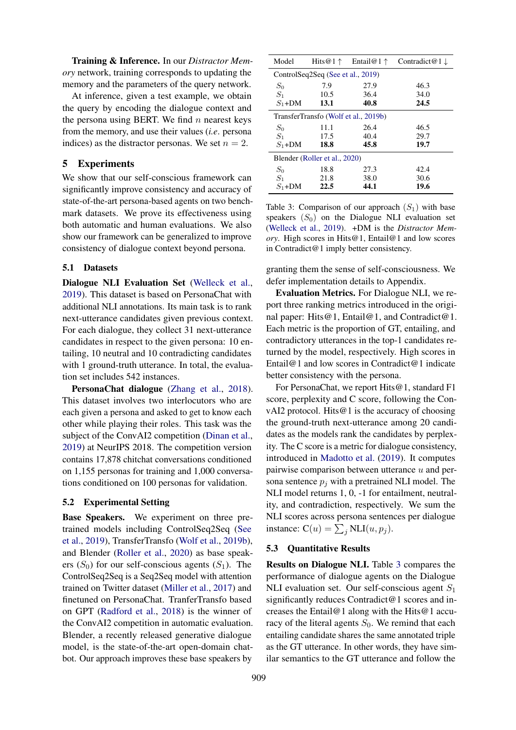**Training & Inference.** In our *Distractor Memory* network, training corresponds to updating the memory and the parameters of the query network.

At inference, given a test example, we obtain the query by encoding the dialogue context and the persona using BERT. We find $n$ nearest keys from the memory, and use their values (*i.e.* persona indices) as the distractor personas. We set $n = 2$.

## 5 Experiments

We show that our self-conscious framework can significantly improve consistency and accuracy of state-of-the-art persona-based agents on two benchmark datasets. We prove its effectiveness using both automatic and human evaluations. We also show our framework can be generalized to improve consistency of dialogue context beyond persona.

### 5.1 Datasets

**Dialogue NLI Evaluation Set** (Welleck et al., 2019). This dataset is based on PersonaChat with additional NLI annotations. Its main task is to rank next-utterance candidates given previous context. For each dialogue, they collect 31 next-utterance candidates in respect to the given persona: 10 entailing, 10 neutral and 10 contradicting candidates with 1 ground-truth utterance. In total, the evaluation set includes 542 instances.

**PersonaChat dialogue** (Zhang et al., 2018). This dataset involves two interlocutors who are each given a persona and asked to get to know each other while playing their roles. This task was the subject of the ConvAI2 competition (Dinan et al., 2019) at NeurIPS 2018. The competition version contains 17,878 chitchat conversations conditioned on 1,155 personas for training and 1,000 conversations conditioned on 100 personas for validation.

### 5.2 Experimental Setting

**Base Speakers.** We experiment on three pre-trained models including ControlSeq2Seq (See et al., 2019), TransferTransfo (Wolf et al., 2019b), and Blender (Roller et al., 2020) as base speakers ($S_0$) for our self-conscious agents ($S_1$). The ControlSeq2Seq is a Seq2Seq model with attention trained on Twitter dataset (Miller et al., 2017) and finetuned on PersonaChat. TranferTransfo based on GPT (Radford et al., 2018) is the winner of the ConvAI2 competition in automatic evaluation. Blender, a recently released generative dialogue model, is the state-of-the-art open-domain chatbot. Our approach improves these base speakers by granting them the sense of self-consciousness. We defer implementation details to Appendix.

| Model | Hits@1 ↑ | Entail@1 ↑ | Contradict@1 ↓ |
|---|---|---|---|
| ControlSeq2Seq (See et al., 2019) | | | |
| $S_0$ | 7.9 | 27.9 | 46.3 |
| $S_1$ | 10.5 | 36.4 | 34.0 |
| $S_1$+DM | **13.1** | **40.8** | **24.5** |
| TransferTransfo (Wolf et al., 2019b) | | | |
| $S_0$ | 11.1 | 26.4 | 46.5 |
| $S_1$ | 17.5 | 40.4 | 29.7 |
| $S_1$+DM | **18.8** | **45.8** | **19.7** |
| Blender (Roller et al., 2020) | | | |
| $S_0$ | 18.8 | 27.3 | 42.4 |
| $S_1$ | 21.8 | 38.0 | 30.6 |
| $S_1$+DM | **22.5** | **44.1** | **19.6** |

Table 3: Comparison of our approach ($S_1$) with base speakers ($S_0$) on the Dialogue NLI evaluation set (Welleck et al., 2019). +DM is the *Distractor Memory*. High scores in Hits@1, Entail@1 and low scores in Contradict@1 imply better consistency.

**Evaluation Metrics.** For Dialogue NLI, we report three ranking metrics introduced in the original paper: Hits@1, Entail@1, and Contradict@1. Each metric is the proportion of GT, entailing, and contradictory utterances in the top-1 candidates returned by the model, respectively. High scores in Entail@1 and low scores in Contradict@1 indicate better consistency with the persona.

For PersonaChat, we report Hits@1, standard F1 score, perplexity and C score, following the ConvAI2 protocol. Hits@1 is the accuracy of choosing the ground-truth next-utterance among 20 candidates as the models rank the candidates by perplexity. The C score is a metric for dialogue consistency, introduced in Madotto et al. (2019). It computes pairwise comparison between utterance $u$ and persona sentence $p_j$ with a pretrained NLI model. The NLI model returns 1, 0, -1 for entailment, neutrality, and contradiction, respectively. We sum the NLI scores across persona sentences per dialogue instance: $\text{C}(u) = \sum_j \text{NLI}(u, p_j)$.

### 5.3 Quantitative Results

**Results on Dialogue NLI.** Table 3 compares the performance of dialogue agents on the Dialogue NLI evaluation set. Our self-conscious agent $S_1$ significantly reduces Contradict@1 scores and increases the Entail@1 along with the Hits@1 accuracy of the literal agents $S_0$. We remind that each entailing candidate shares the same annotated triple as the GT utterance. In other words, they have similar semantics to the GT utterance and follow the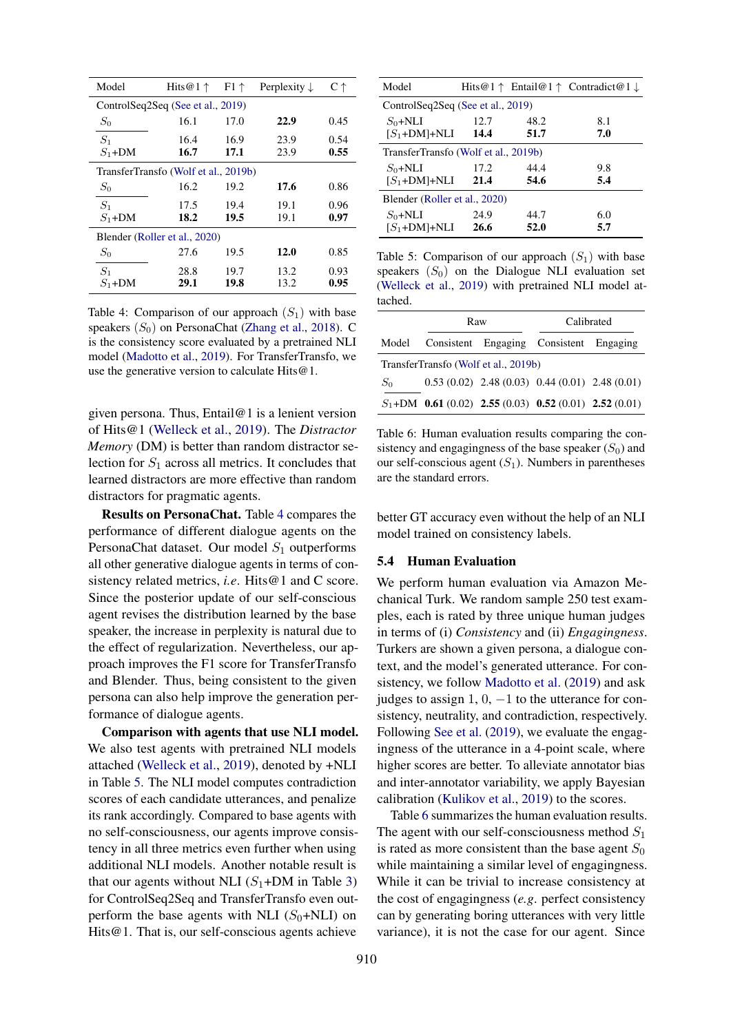| Model | Hits@1 ↑ | F1 ↑ | Perplexity ↓ | C ↑ |
|---|---|---|---|---|
| ControlSeq2Seq (See et al., 2019) | | | | |
| $S_0$ | 16.1 | 17.0 | **22.9** | 0.45 |
| $S_1$ | 16.4 | 16.9 | 23.9 | 0.54 |
| $S_1$+DM | **16.7** | **17.1** | 23.9 | **0.55** |
| TransferTransfo (Wolf et al., 2019b) | | | | |
| $S_0$ | 16.2 | 19.2 | **17.6** | 0.86 |
| $S_1$ | 17.5 | 19.4 | 19.1 | 0.96 |
| $S_1$+DM | **18.2** | **19.5** | 19.1 | **0.97** |
| Blender (Roller et al., 2020) | | | | |
| $S_0$ | 27.6 | 19.5 | **12.0** | 0.85 |
| $S_1$ | 28.8 | 19.7 | 13.2 | 0.93 |
| $S_1$+DM | **29.1** | **19.8** | 13.2 | **0.95** |

Table 4: Comparison of our approach $(S_1)$ with base speakers $(S_0)$ on PersonaChat (Zhang et al., 2018). C is the consistency score evaluated by a pretrained NLI model (Madotto et al., 2019). For TransferTransfo, we use the generative version to calculate Hits@1.

given persona. Thus, Entail@1 is a lenient version of Hits@1 (Welleck et al., 2019). The *Distractor Memory* (DM) is better than random distractor selection for $S_1$ across all metrics. It concludes that learned distractors are more effective than random distractors for pragmatic agents.

**Results on PersonaChat.** Table 4 compares the performance of different dialogue agents on the PersonaChat dataset. Our model $S_1$ outperforms all other generative dialogue agents in terms of consistency related metrics, *i.e*. Hits@1 and C score. Since the posterior update of our self-conscious agent revises the distribution learned by the base speaker, the increase in perplexity is natural due to the effect of regularization. Nevertheless, our approach improves the F1 score for TransferTransfo and Blender. Thus, being consistent to the given persona can also help improve the generation performance of dialogue agents.

**Comparison with agents that use NLI model.** We also test agents with pretrained NLI models attached (Welleck et al., 2019), denoted by +NLI in Table 5. The NLI model computes contradiction scores of each candidate utterances, and penalize its rank accordingly. Compared to base agents with no self-consciousness, our agents improve consistency in all three metrics even further when using additional NLI models. Another notable result is that our agents without NLI ($S_1$+DM in Table 3) for ControlSeq2Seq and TransferTransfo even outperform the base agents with NLI ($S_0$+NLI) on Hits@1. That is, our self-conscious agents achieve better GT accuracy even without the help of an NLI model trained on consistency labels.

| Model | Hits@1 ↑ | Entail@1 ↑ | Contradict@1 ↓ |
|---|---|---|---|
| ControlSeq2Seq (See et al., 2019) | | | |
| $S_0$+NLI | 12.7 | 48.2 | 8.1 |
| [$S_1$+DM]+NLI | **14.4** | **51.7** | **7.0** |
| TransferTransfo (Wolf et al., 2019b) | | | |
| $S_0$+NLI | 17.2 | 44.4 | 9.8 |
| [$S_1$+DM]+NLI | **21.4** | **54.6** | **5.4** |
| Blender (Roller et al., 2020) | | | |
| $S_0$+NLI | 24.9 | 44.7 | 6.0 |
| [$S_1$+DM]+NLI | **26.6** | **52.0** | **5.7** |

Table 5: Comparison of our approach $(S_1)$ with base speakers $(S_0)$ on the Dialogue NLI evaluation set (Welleck et al., 2019) with pretrained NLI model attached.

| | Raw | | Calibrated | |
|---|---|---|---|---|
| Model | Consistent | Engaging | Consistent | Engaging |
| TransferTransfo (Wolf et al., 2019b) | | | | |
| $S_0$ | 0.53 (0.02) | 2.48 (0.03) | 0.44 (0.01) | 2.48 (0.01) |
| $S_1$+DM | **0.61** (0.02) | **2.55** (0.03) | **0.52** (0.01) | **2.52** (0.01) |

Table 6: Human evaluation results comparing the consistency and engagingness of the base speaker ($S_0$) and our self-conscious agent ($S_1$). Numbers in parentheses are the standard errors.

### 5.4 Human Evaluation

We perform human evaluation via Amazon Mechanical Turk. We random sample 250 test examples, each is rated by three unique human judges in terms of (i) *Consistency* and (ii) *Engagingness*. Turkers are shown a given persona, a dialogue context, and the model's generated utterance. For consistency, we follow Madotto et al. (2019) and ask judges to assign $1, 0, -1$ to the utterance for consistency, neutrality, and contradiction, respectively. Following See et al. (2019), we evaluate the engagingness of the utterance in a 4-point scale, where higher scores are better. To alleviate annotator bias and inter-annotator variability, we apply Bayesian calibration (Kulikov et al., 2019) to the scores.

Table 6 summarizes the human evaluation results. The agent with our self-consciousness method $S_1$ is rated as more consistent than the base agent $S_0$ while maintaining a similar level of engagingness. While it can be trivial to increase consistency at the cost of engagingness (*e.g*. perfect consistency can by generating boring utterances with very little variance), it is not the case for our agent. Since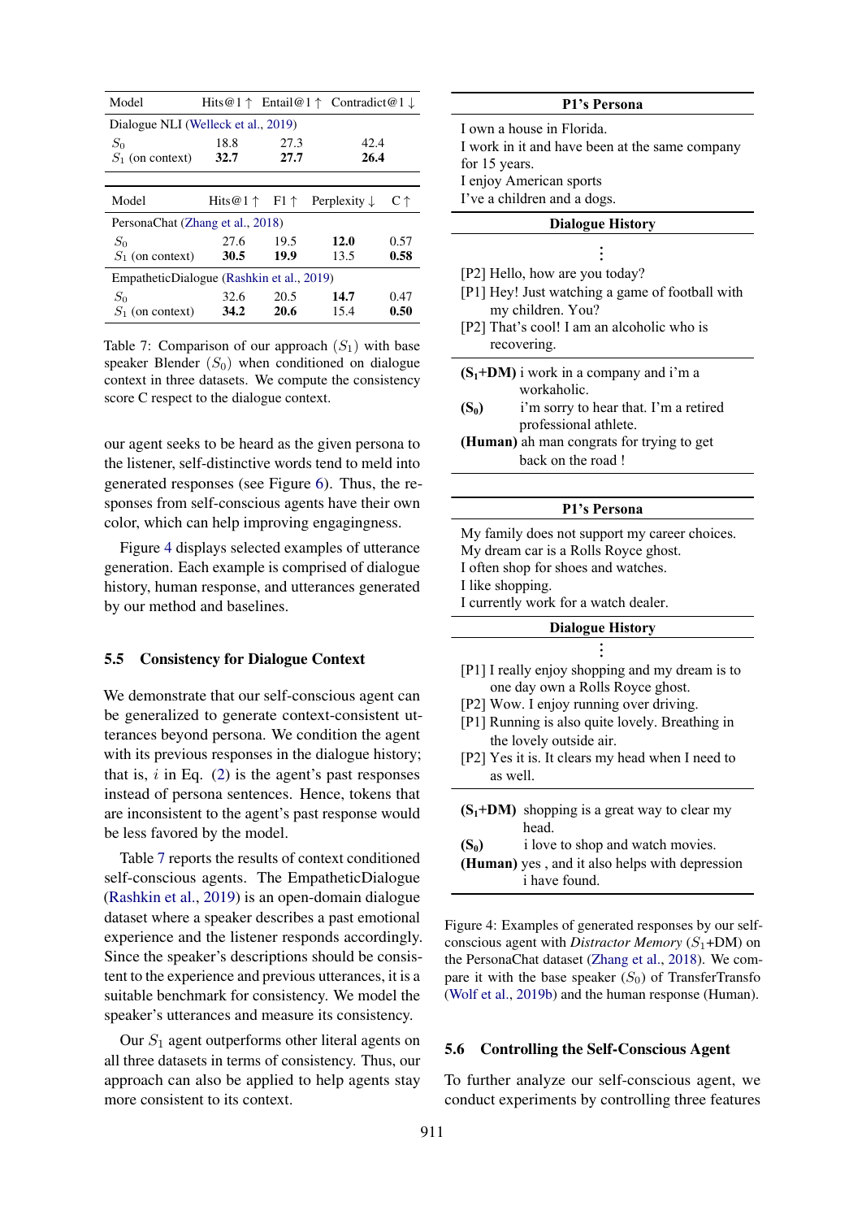| Model | Hits@1 ↑ | Entail@1 ↑ | Contradict@1 ↓ |
|---|---|---|---|
| Dialogue NLI (Welleck et al., 2019) | | | |
| $S_0$ | 18.8 | 27.3 | 42.4 |
| $S_1$ (on context) | **32.7** | **27.7** | **26.4** |

| Model | Hits@1 ↑ | F1 ↑ | Perplexity ↓ | C ↑ |
|---|---|---|---|---|
| PersonaChat (Zhang et al., 2018) | | | | |
| $S_0$ | 27.6 | 19.5 | **12.0** | 0.57 |
| $S_1$ (on context) | **30.5** | **19.9** | 13.5 | **0.58** |
| EmpatheticDialogue (Rashkin et al., 2019) | | | | |
| $S_0$ | 32.6 | 20.5 | **14.7** | 0.47 |
| $S_1$ (on context) | **34.2** | **20.6** | 15.4 | **0.50** |

Table 7: Comparison of our approach $(S_1)$ with base speaker Blender $(S_0)$ when conditioned on dialogue context in three datasets. We compute the consistency score C respect to the dialogue context.

our agent seeks to be heard as the given persona to the listener, self-distinctive words tend to meld into generated responses (see Figure 6). Thus, the responses from self-conscious agents have their own color, which can help improving engagingness.

Figure 4 displays selected examples of utterance generation. Each example is comprised of dialogue history, human response, and utterances generated by our method and baselines.

### 5.5 Consistency for Dialogue Context

We demonstrate that our self-conscious agent can be generalized to generate context-consistent utterances beyond persona. We condition the agent with its previous responses in the dialogue history; that is, $i$ in Eq. (2) is the agent's past responses instead of persona sentences. Hence, tokens that are inconsistent to the agent's past response would be less favored by the model.

Table 7 reports the results of context conditioned self-conscious agents. The EmpatheticDialogue (Rashkin et al., 2019) is an open-domain dialogue dataset where a speaker describes a past emotional experience and the listener responds accordingly. Since the speaker's descriptions should be consistent to the experience and previous utterances, it is a suitable benchmark for consistency. We model the speaker's utterances and measure its consistency.

Our $S_1$ agent outperforms other literal agents on all three datasets in terms of consistency. Thus, our approach can also be applied to help agents stay more consistent to its context.

**P1's Persona**

I own a house in Florida.
I work in it and have been at the same company for 15 years.
I enjoy American sports
I've a children and a dogs.

**Dialogue History**

⋮

[P2] Hello, how are you today?
[P1] Hey! Just watching a game of football with my children. You?
[P2] That's cool! I am an alcoholic who is recovering.

**($S_1$+DM)** i work in a company and i'm a workaholic.
**($S_0$)** i'm sorry to hear that. I'm a retired professional athlete.
**(Human)** ah man congrats for trying to get back on the road !

**P1's Persona**

My family does not support my career choices.
My dream car is a Rolls Royce ghost.
I often shop for shoes and watches.
I like shopping.
I currently work for a watch dealer.

**Dialogue History**

⋮

[P1] I really enjoy shopping and my dream is to one day own a Rolls Royce ghost.
[P2] Wow. I enjoy running over driving.
[P1] Running is also quite lovely. Breathing in the lovely outside air.
[P2] Yes it is. It clears my head when I need to as well.

**($S_1$+DM)** shopping is a great way to clear my head.
**($S_0$)** i love to shop and watch movies.
**(Human)** yes , and it also helps with depression i have found.

Figure 4: Examples of generated responses by our self-conscious agent with *Distractor Memory* ($S_1$+DM) on the PersonaChat dataset (Zhang et al., 2018). We compare it with the base speaker ($S_0$) of TransferTransfo (Wolf et al., 2019b) and the human response (Human).

### 5.6 Controlling the Self-Conscious Agent

To further analyze our self-conscious agent, we conduct experiments by controlling three features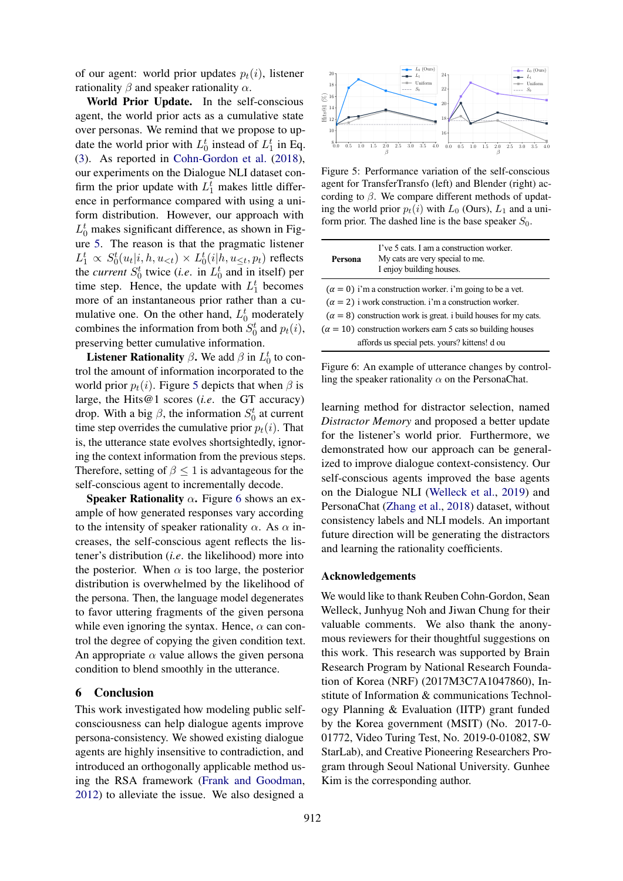of our agent: world prior updates $p_t(i)$, listener rationality $\beta$ and speaker rationality $\alpha$.

**World Prior Update.** In the self-conscious agent, the world prior acts as a cumulative state over personas. We remind that we propose to update the world prior with $L_0^t$ instead of $L_1^t$ in Eq. (3). As reported in Cohn-Gordon et al. (2018), our experiments on the Dialogue NLI dataset confirm the prior update with $L_1^t$ makes little difference in performance compared with using a uniform distribution. However, our approach with $L_0^t$ makes significant difference, as shown in Figure 5. The reason is that the pragmatic listener $L_1^t \propto S_0^t(u_t|i, h, u_{<t}) \times L_0^t(i|h, u_{\leq t}, p_t)$ reflects the *current* $S_0^t$ twice (*i.e.* in $L_0^t$ and in itself) per time step. Hence, the update with $L_1^t$ becomes more of an instantaneous prior rather than a cumulative one. On the other hand, $L_0^t$ moderately combines the information from both $S_0^t$ and $p_t(i)$, preserving better cumulative information.

**Listener Rationality** $\beta$. We add $\beta$ in $L_0^t$ to control the amount of information incorporated to the world prior $p_t(i)$. Figure 5 depicts that when $\beta$ is large, the Hits@1 scores (*i.e.* the GT accuracy) drop. With a big $\beta$, the information $S_0^t$ at current time step overrides the cumulative prior $p_t(i)$. That is, the utterance state evolves shortsightedly, ignoring the context information from the previous steps. Therefore, setting of $\beta \leq 1$ is advantageous for the self-conscious agent to incrementally decode.

**Speaker Rationality** $\alpha$. Figure 6 shows an example of how generated responses vary according to the intensity of speaker rationality $\alpha$. As $\alpha$ increases, the self-conscious agent reflects the listener's distribution (*i.e.* the likelihood) more into the posterior. When $\alpha$ is too large, the posterior distribution is overwhelmed by the likelihood of the persona. Then, the language model degenerates to favor uttering fragments of the given persona while even ignoring the syntax. Hence, $\alpha$ can control the degree of copying the given condition text. An appropriate $\alpha$ value allows the given persona condition to blend smoothly in the utterance.

## 6 Conclusion

This work investigated how modeling public self-consciousness can help dialogue agents improve persona-consistency. We showed existing dialogue agents are highly insensitive to contradiction, and introduced an orthogonally applicable method using the RSA framework (Frank and Goodman, 2012) to alleviate the issue. We also designed a learning method for distractor selection, named *Distractor Memory* and proposed a better update for the listener's world prior. Furthermore, we demonstrated how our approach can be generalized to improve dialogue context-consistency. Our self-conscious agents improved the base agents on the Dialogue NLI (Welleck et al., 2019) and PersonaChat (Zhang et al., 2018) dataset, without consistency labels and NLI models. An important future direction will be generating the distractors and learning the rationality coefficients.

Figure 5: Performance variation of the self-conscious agent for TransferTransfo (left) and Blender (right) according to $\beta$. We compare different methods of updating the world prior $p_t(i)$ with $L_0$ (Ours), $L_1$ and a uniform prior. The dashed line is the base speaker $S_0$.

| **Persona** | I've 5 cats. I am a construction worker. My cats are very special to me. I enjoy building houses. |
|---|---|
| ($\alpha = 0$) | i'm a construction worker. i'm going to be a vet. |
| ($\alpha = 2$) | i work construction. i'm a construction worker. |
| ($\alpha = 8$) | construction work is great. i build houses for my cats. |
| ($\alpha = 10$) | construction workers earn 5 cats so building houses affords us special pets. yours? kittens! d ou |

Figure 6: An example of utterance changes by controlling the speaker rationality $\alpha$ on the PersonaChat.

## Acknowledgements

We would like to thank Reuben Cohn-Gordon, Sean Welleck, Junhyug Noh and Jiwan Chung for their valuable comments. We also thank the anonymous reviewers for their thoughtful suggestions on this work. This research was supported by Brain Research Program by National Research Foundation of Korea (NRF) (2017M3C7A1047860), Institute of Information & communications Technology Planning & Evaluation (IITP) grant funded by the Korea government (MSIT) (No. 2017-0-01772, Video Turing Test, No. 2019-0-01082, SW StarLab), and Creative Pioneering Researchers Program through Seoul National University. Gunhee Kim is the corresponding author.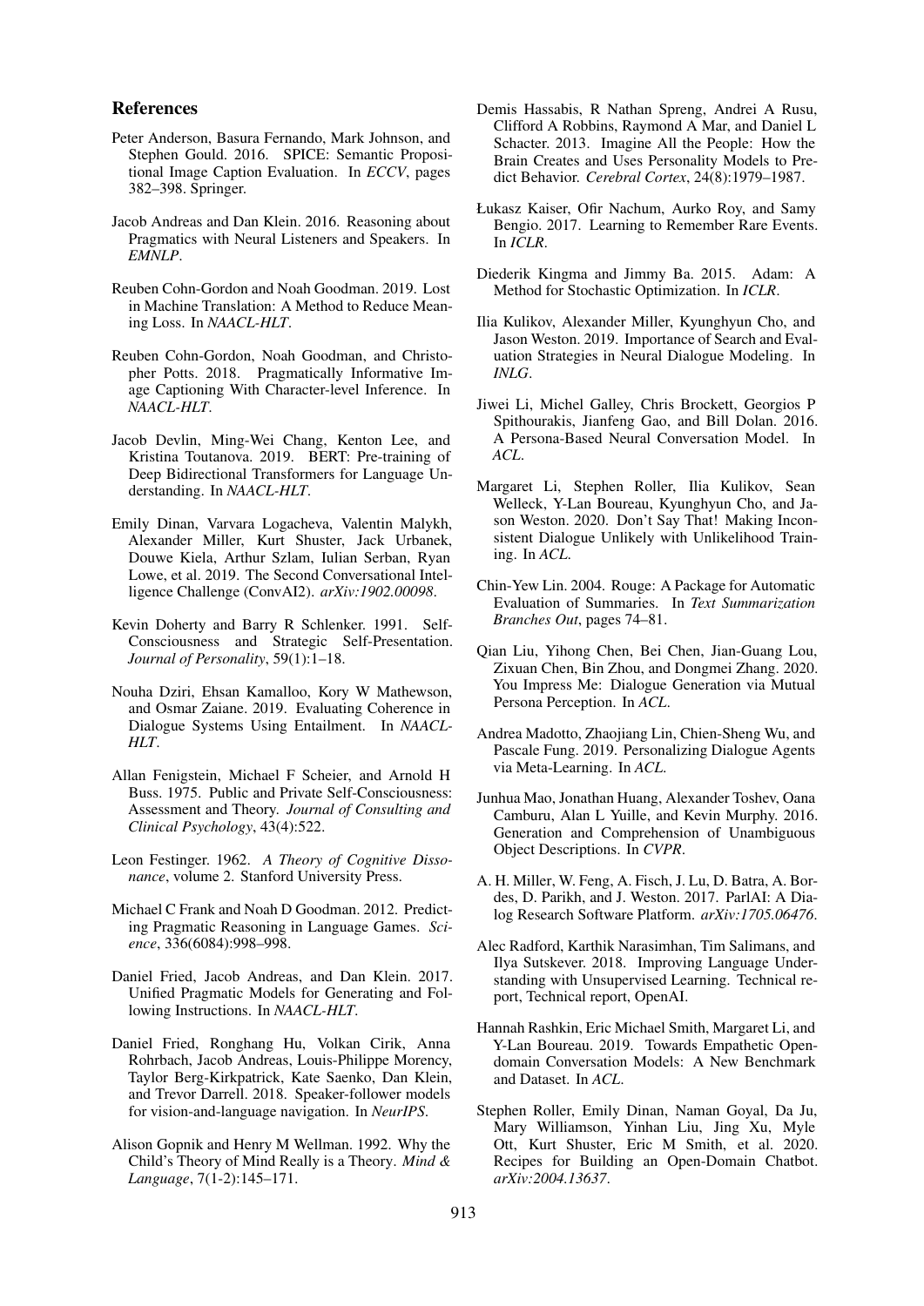## References

Peter Anderson, Basura Fernando, Mark Johnson, and Stephen Gould. 2016. SPICE: Semantic Propositional Image Caption Evaluation. In *ECCV*, pages 382–398. Springer.

Jacob Andreas and Dan Klein. 2016. Reasoning about Pragmatics with Neural Listeners and Speakers. In *EMNLP*.

Reuben Cohn-Gordon and Noah Goodman. 2019. Lost in Machine Translation: A Method to Reduce Meaning Loss. In *NAACL-HLT*.

Reuben Cohn-Gordon, Noah Goodman, and Christopher Potts. 2018. Pragmatically Informative Image Captioning With Character-level Inference. In *NAACL-HLT*.

Jacob Devlin, Ming-Wei Chang, Kenton Lee, and Kristina Toutanova. 2019. BERT: Pre-training of Deep Bidirectional Transformers for Language Understanding. In *NAACL-HLT*.

Emily Dinan, Varvara Logacheva, Valentin Malykh, Alexander Miller, Kurt Shuster, Jack Urbanek, Douwe Kiela, Arthur Szlam, Iulian Serban, Ryan Lowe, et al. 2019. The Second Conversational Intelligence Challenge (ConvAI2). *arXiv:1902.00098*.

Kevin Doherty and Barry R Schlenker. 1991. Self-Consciousness and Strategic Self-Presentation. *Journal of Personality*, 59(1):1–18.

Nouha Dziri, Ehsan Kamalloo, Kory W Mathewson, and Osmar Zaiane. 2019. Evaluating Coherence in Dialogue Systems Using Entailment. In *NAACL-HLT*.

Allan Fenigstein, Michael F Scheier, and Arnold H Buss. 1975. Public and Private Self-Consciousness: Assessment and Theory. *Journal of Consulting and Clinical Psychology*, 43(4):522.

Leon Festinger. 1962. *A Theory of Cognitive Dissonance*, volume 2. Stanford University Press.

Michael C Frank and Noah D Goodman. 2012. Predicting Pragmatic Reasoning in Language Games. *Science*, 336(6084):998–998.

Daniel Fried, Jacob Andreas, and Dan Klein. 2017. Unified Pragmatic Models for Generating and Following Instructions. In *NAACL-HLT*.

Daniel Fried, Ronghang Hu, Volkan Cirik, Anna Rohrbach, Jacob Andreas, Louis-Philippe Morency, Taylor Berg-Kirkpatrick, Kate Saenko, Dan Klein, and Trevor Darrell. 2018. Speaker-follower models for vision-and-language navigation. In *NeurIPS*.

Alison Gopnik and Henry M Wellman. 1992. Why the Child's Theory of Mind Really is a Theory. *Mind & Language*, 7(1-2):145–171.

Demis Hassabis, R Nathan Spreng, Andrei A Rusu, Clifford A Robbins, Raymond A Mar, and Daniel L Schacter. 2013. Imagine All the People: How the Brain Creates and Uses Personality Models to Predict Behavior. *Cerebral Cortex*, 24(8):1979–1987.

Łukasz Kaiser, Ofir Nachum, Aurko Roy, and Samy Bengio. 2017. Learning to Remember Rare Events. In *ICLR*.

Diederik Kingma and Jimmy Ba. 2015. Adam: A Method for Stochastic Optimization. In *ICLR*.

Ilia Kulikov, Alexander Miller, Kyunghyun Cho, and Jason Weston. 2019. Importance of Search and Evaluation Strategies in Neural Dialogue Modeling. In *INLG*.

Jiwei Li, Michel Galley, Chris Brockett, Georgios P Spithourakis, Jianfeng Gao, and Bill Dolan. 2016. A Persona-Based Neural Conversation Model. In *ACL*.

Margaret Li, Stephen Roller, Ilia Kulikov, Sean Welleck, Y-Lan Boureau, Kyunghyun Cho, and Jason Weston. 2020. Don't Say That! Making Inconsistent Dialogue Unlikely with Unlikelihood Training. In *ACL*.

Chin-Yew Lin. 2004. Rouge: A Package for Automatic Evaluation of Summaries. In *Text Summarization Branches Out*, pages 74–81.

Qian Liu, Yihong Chen, Bei Chen, Jian-Guang Lou, Zixuan Chen, Bin Zhou, and Dongmei Zhang. 2020. You Impress Me: Dialogue Generation via Mutual Persona Perception. In *ACL*.

Andrea Madotto, Zhaojiang Lin, Chien-Sheng Wu, and Pascale Fung. 2019. Personalizing Dialogue Agents via Meta-Learning. In *ACL*.

Junhua Mao, Jonathan Huang, Alexander Toshev, Oana Camburu, Alan L Yuille, and Kevin Murphy. 2016. Generation and Comprehension of Unambiguous Object Descriptions. In *CVPR*.

A. H. Miller, W. Feng, A. Fisch, J. Lu, D. Batra, A. Bordes, D. Parikh, and J. Weston. 2017. ParlAI: A Dialog Research Software Platform. *arXiv:1705.06476*.

Alec Radford, Karthik Narasimhan, Tim Salimans, and Ilya Sutskever. 2018. Improving Language Understanding with Unsupervised Learning. Technical report, Technical report, OpenAI.

Hannah Rashkin, Eric Michael Smith, Margaret Li, and Y-Lan Boureau. 2019. Towards Empathetic Open-domain Conversation Models: A New Benchmark and Dataset. In *ACL*.

Stephen Roller, Emily Dinan, Naman Goyal, Da Ju, Mary Williamson, Yinhan Liu, Jing Xu, Myle Ott, Kurt Shuster, Eric M Smith, et al. 2020. Recipes for Building an Open-Domain Chatbot. *arXiv:2004.13637*.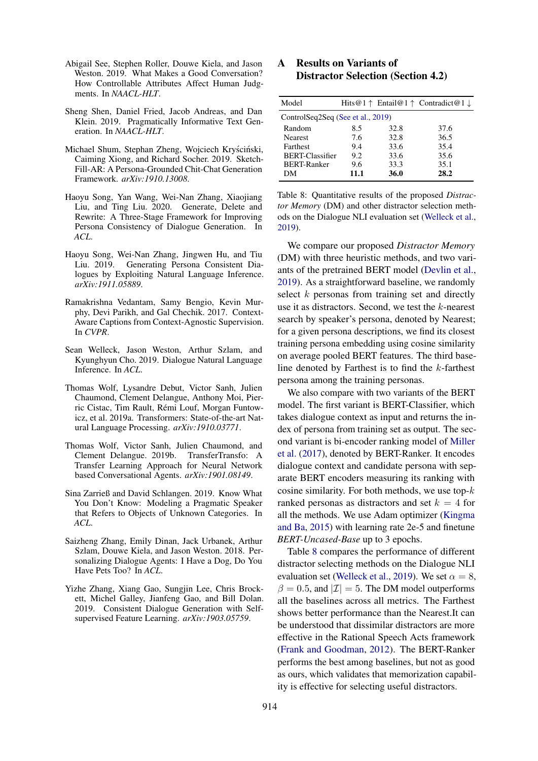Abigail See, Stephen Roller, Douwe Kiela, and Jason Weston. 2019. What Makes a Good Conversation? How Controllable Attributes Affect Human Judgments. In *NAACL-HLT*.

Sheng Shen, Daniel Fried, Jacob Andreas, and Dan Klein. 2019. Pragmatically Informative Text Generation. In *NAACL-HLT*.

Michael Shum, Stephan Zheng, Wojciech Kryściński, Caiming Xiong, and Richard Socher. 2019. Sketch-Fill-AR: A Persona-Grounded Chit-Chat Generation Framework. *arXiv:1910.13008*.

Haoyu Song, Yan Wang, Wei-Nan Zhang, Xiaojiang Liu, and Ting Liu. 2020. Generate, Delete and Rewrite: A Three-Stage Framework for Improving Persona Consistency of Dialogue Generation. In *ACL*.

Haoyu Song, Wei-Nan Zhang, Jingwen Hu, and Tiu Liu. 2019. Generating Persona Consistent Dialogues by Exploiting Natural Language Inference. *arXiv:1911.05889*.

Ramakrishna Vedantam, Samy Bengio, Kevin Murphy, Devi Parikh, and Gal Chechik. 2017. Context-Aware Captions from Context-Agnostic Supervision. In *CVPR*.

Sean Welleck, Jason Weston, Arthur Szlam, and Kyunghyun Cho. 2019. Dialogue Natural Language Inference. In *ACL*.

Thomas Wolf, Lysandre Debut, Victor Sanh, Julien Chaumond, Clement Delangue, Anthony Moi, Pierric Cistac, Tim Rault, Rémi Louf, Morgan Funtowicz, et al. 2019a. Transformers: State-of-the-art Natural Language Processing. *arXiv:1910.03771*.

Thomas Wolf, Victor Sanh, Julien Chaumond, and Clement Delangue. 2019b. TransferTransfo: A Transfer Learning Approach for Neural Network based Conversational Agents. *arXiv:1901.08149*.

Sina Zarrieß and David Schlangen. 2019. Know What You Don't Know: Modeling a Pragmatic Speaker that Refers to Objects of Unknown Categories. In *ACL*.

Saizheng Zhang, Emily Dinan, Jack Urbanek, Arthur Szlam, Douwe Kiela, and Jason Weston. 2018. Personalizing Dialogue Agents: I Have a Dog, Do You Have Pets Too? In *ACL*.

Yizhe Zhang, Xiang Gao, Sungjin Lee, Chris Brockett, Michel Galley, Jianfeng Gao, and Bill Dolan. 2019. Consistent Dialogue Generation with Self-supervised Feature Learning. *arXiv:1903.05759*.

# A Results on Variants of Distractor Selection (Section 4.2)

| Model | Hits@1 ↑ | Entail@1 ↑ | Contradict@1 ↓ |
|---|---|---|---|
| ControlSeq2Seq (See et al., 2019) | | | |
| Random | 8.5 | 32.8 | 37.6 |
| Nearest | 7.6 | 32.8 | 36.5 |
| Farthest | 9.4 | 33.6 | 35.4 |
| BERT-Classifier | 9.2 | 33.6 | 35.6 |
| BERT-Ranker | 9.6 | 33.3 | 35.1 |
| DM | **11.1** | **36.0** | **28.2** |

Table 8: Quantitative results of the proposed *Distractor Memory* (DM) and other distractor selection methods on the Dialogue NLI evaluation set (Welleck et al., 2019).

We compare our proposed *Distractor Memory* (DM) with three heuristic methods, and two variants of the pretrained BERT model (Devlin et al., 2019). As a straightforward baseline, we randomly select $k$ personas from training set and directly use it as distractors. Second, we test the $k$-nearest search by speaker's persona, denoted by Nearest; for a given persona descriptions, we find its closest training persona embedding using cosine similarity on average pooled BERT features. The third baseline denoted by Farthest is to find the $k$-farthest persona among the training personas.

We also compare with two variants of the BERT model. The first variant is BERT-Classifier, which takes dialogue context as input and returns the index of persona from training set as output. The second variant is bi-encoder ranking model of Miller et al. (2017), denoted by BERT-Ranker. It encodes dialogue context and candidate persona with separate BERT encoders measuring its ranking with cosine similarity. For both methods, we use top-$k$ ranked personas as distractors and set $k = 4$ for all the methods. We use Adam optimizer (Kingma and Ba, 2015) with learning rate 2e-5 and finetune *BERT-Uncased-Base* up to 3 epochs.

Table 8 compares the performance of different distractor selecting methods on the Dialogue NLI evaluation set (Welleck et al., 2019). We set $\alpha = 8$, $\beta = 0.5$, and $|\mathcal{I}| = 5$. The DM model outperforms all the baselines across all metrics. The Farthest shows better performance than the Nearest.It can be understood that dissimilar distractors are more effective in the Rational Speech Acts framework (Frank and Goodman, 2012). The BERT-Ranker performs the best among baselines, but not as good as ours, which validates that memorization capability is effective for selecting useful distractors.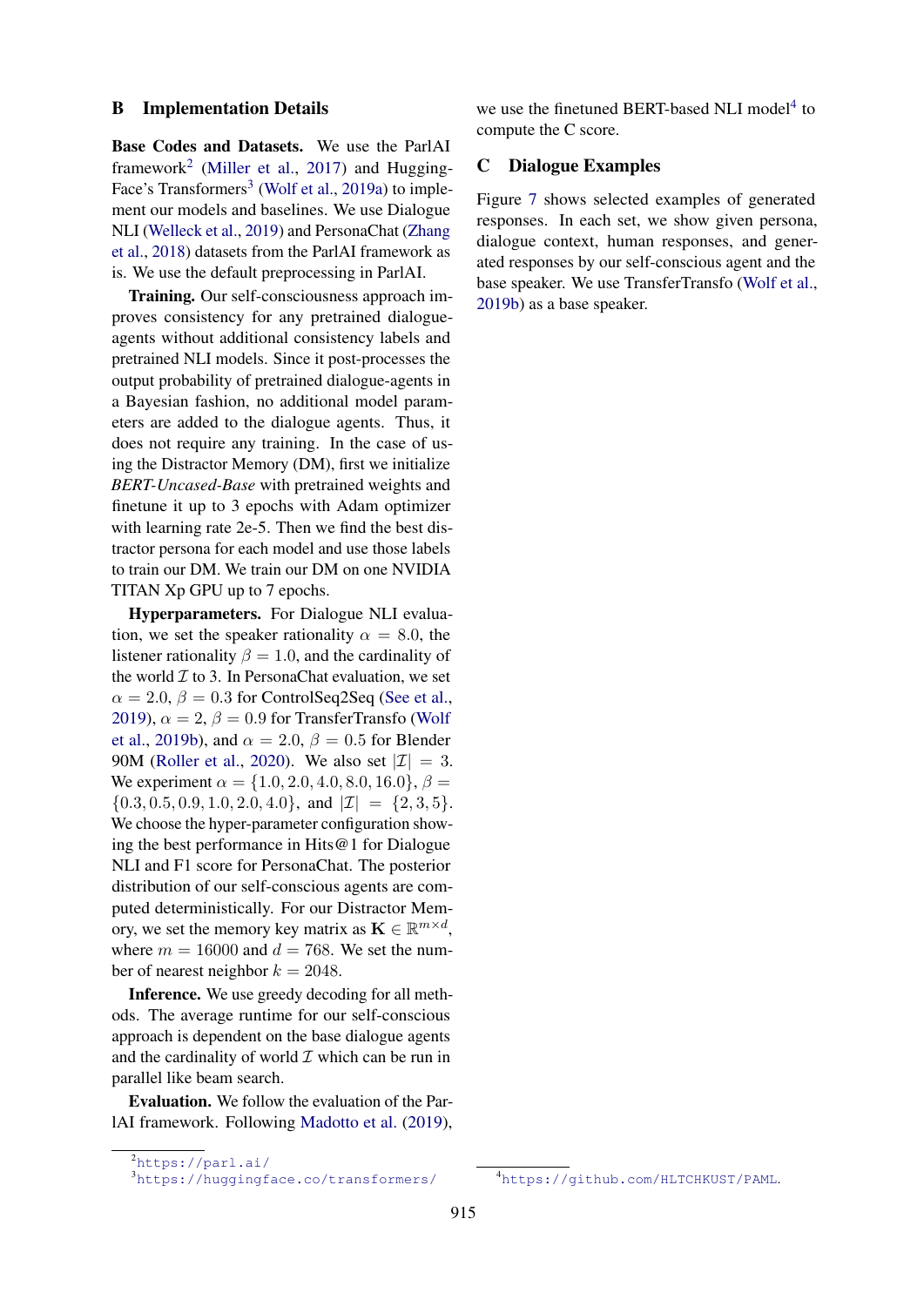## B Implementation Details

**Base Codes and Datasets.** We use the ParlAI framework[2] (Miller et al., 2017) and HuggingFace's Transformers[3] (Wolf et al., 2019a) to implement our models and baselines. We use Dialogue NLI (Welleck et al., 2019) and PersonaChat (Zhang et al., 2018) datasets from the ParlAI framework as is. We use the default preprocessing in ParlAI.

**Training.** Our self-consciousness approach improves consistency for any pretrained dialogue-agents without additional consistency labels and pretrained NLI models. Since it post-processes the output probability of pretrained dialogue-agents in a Bayesian fashion, no additional model parameters are added to the dialogue agents. Thus, it does not require any training. In the case of using the Distractor Memory (DM), first we initialize *BERT-Uncased-Base* with pretrained weights and finetune it up to 3 epochs with Adam optimizer with learning rate 2e-5. Then we find the best distractor persona for each model and use those labels to train our DM. We train our DM on one NVIDIA TITAN Xp GPU up to 7 epochs.

**Hyperparameters.** For Dialogue NLI evaluation, we set the speaker rationality $\alpha = 8.0$, the listener rationality $\beta = 1.0$, and the cardinality of the world $\mathcal{I}$ to 3. In PersonaChat evaluation, we set $\alpha = 2.0$, $\beta = 0.3$ for ControlSeq2Seq (See et al., 2019), $\alpha = 2$, $\beta = 0.9$ for TransferTransfo (Wolf et al., 2019b), and $\alpha = 2.0$, $\beta = 0.5$ for Blender 90M (Roller et al., 2020). We also set $|\mathcal{I}| = 3$. We experiment $\alpha = \{1.0, 2.0, 4.0, 8.0, 16.0\}$, $\beta = \{0.3, 0.5, 0.9, 1.0, 2.0, 4.0\}$, and $|\mathcal{I}| = \{2, 3, 5\}$. We choose the hyper-parameter configuration showing the best performance in Hits@1 for Dialogue NLI and F1 score for PersonaChat. The posterior distribution of our self-conscious agents are computed deterministically. For our Distractor Memory, we set the memory key matrix as $\mathbf{K} \in \mathbb{R}^{m \times d}$, where $m = 16000$ and $d = 768$. We set the number of nearest neighbor $k = 2048$.

**Inference.** We use greedy decoding for all methods. The average runtime for our self-conscious approach is dependent on the base dialogue agents and the cardinality of world $\mathcal{I}$ which can be run in parallel like beam search.

**Evaluation.** We follow the evaluation of the ParlAI framework. Following Madotto et al. (2019), we use the finetuned BERT-based NLI model[4] to compute the C score.

## C Dialogue Examples

Figure 7 shows selected examples of generated responses. In each set, we show given persona, dialogue context, human responses, and generated responses by our self-conscious agent and the base speaker. We use TransferTransfo (Wolf et al., 2019b) as a base speaker.

[2] https://parl.ai/

[3] https://huggingface.co/transformers/

[4] https://github.com/HLTCHKUST/PAML.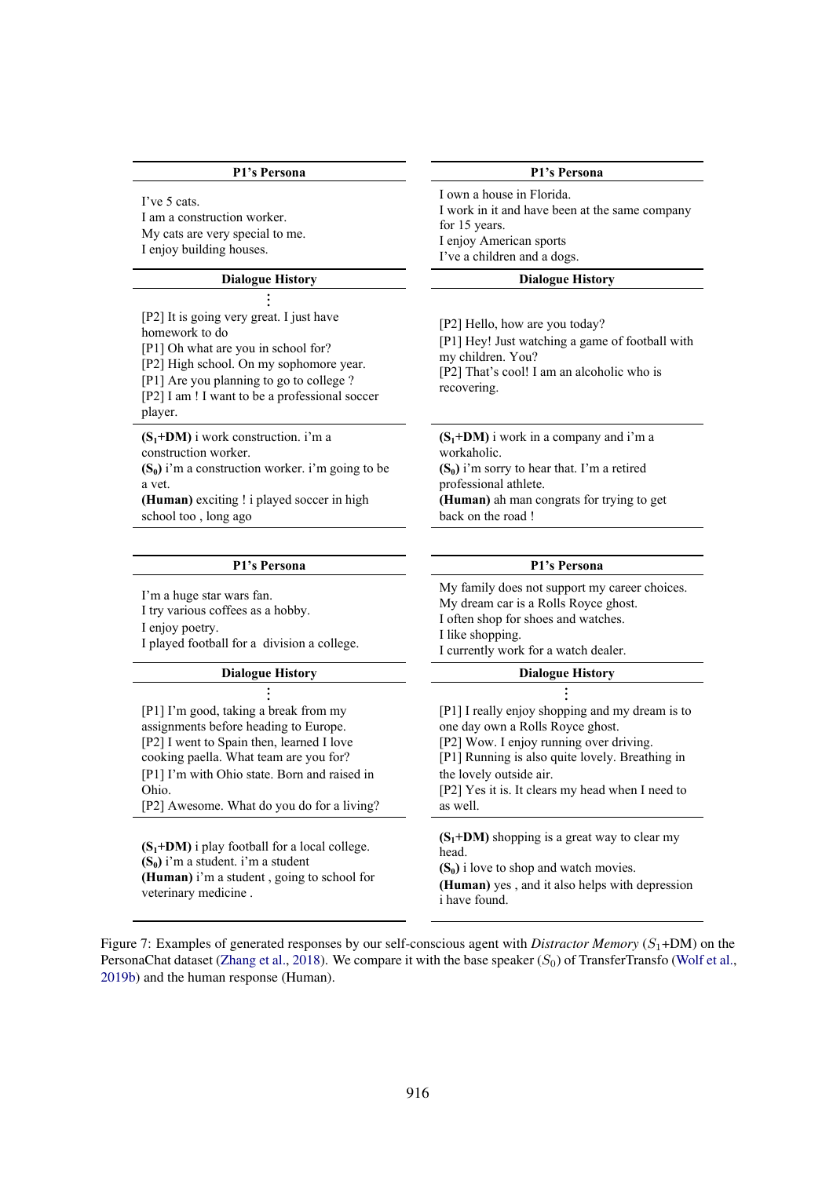| P1's Persona |
| --- |
| I've 5 cats.<br>I am a construction worker.<br>My cats are very special to me.<br>I enjoy building houses. |
| **Dialogue History** |
| ⋮<br>[P2] It is going very great. I just have homework to do<br>[P1] Oh what are you in school for?<br>[P2] High school. On my sophomore year.<br>[P1] Are you planning to go to college ?<br>[P2] I am ! I want to be a professional soccer player. |
| **($S_1$+DM)** i work construction. i'm a construction worker.<br>**($S_0$)** i'm a construction worker. i'm going to be a vet.<br>**(Human)** exciting ! i played soccer in high school too , long ago |

| P1's Persona |
| --- |
| I own a house in Florida.<br>I work in it and have been at the same company for 15 years.<br>I enjoy American sports<br>I've a children and a dogs. |
| **Dialogue History** |
| [P2] Hello, how are you today?<br>[P1] Hey! Just watching a game of football with my children. You?<br>[P2] That's cool! I am an alcoholic who is recovering. |
| **($S_1$+DM)** i work in a company and i'm a workaholic.<br>**($S_0$)** i'm sorry to hear that. I'm a retired professional athlete.<br>**(Human)** ah man congrats for trying to get back on the road ! |

| P1's Persona |
| --- |
| I'm a huge star wars fan.<br>I try various coffees as a hobby.<br>I enjoy poetry.<br>I played football for a division a college. |
| **Dialogue History** |
| ⋮<br>[P1] I'm good, taking a break from my assignments before heading to Europe.<br>[P2] I went to Spain then, learned I love cooking paella. What team are you for?<br>[P1] I'm with Ohio state. Born and raised in Ohio.<br>[P2] Awesome. What do you do for a living? |
| **($S_1$+DM)** i play football for a local college.<br>**($S_0$)** i'm a student. i'm a student<br>**(Human)** i'm a student , going to school for veterinary medicine . |

| P1's Persona |
| --- |
| My family does not support my career choices.<br>My dream car is a Rolls Royce ghost.<br>I often shop for shoes and watches.<br>I like shopping.<br>I currently work for a watch dealer. |
| **Dialogue History** |
| ⋮<br>[P1] I really enjoy shopping and my dream is to one day own a Rolls Royce ghost.<br>[P2] Wow. I enjoy running over driving.<br>[P1] Running is also quite lovely. Breathing in the lovely outside air.<br>[P2] Yes it is. It clears my head when I need to as well. |
| **($S_1$+DM)** shopping is a great way to clear my head.<br>**($S_0$)** i love to shop and watch movies.<br>**(Human)** yes , and it also helps with depression i have found. |

Figure 7: Examples of generated responses by our self-conscious agent with *Distractor Memory* ($S_1$+DM) on the PersonaChat dataset (Zhang et al., 2018). We compare it with the base speaker ($S_0$) of TransferTransfo (Wolf et al., 2019b) and the human response (Human).